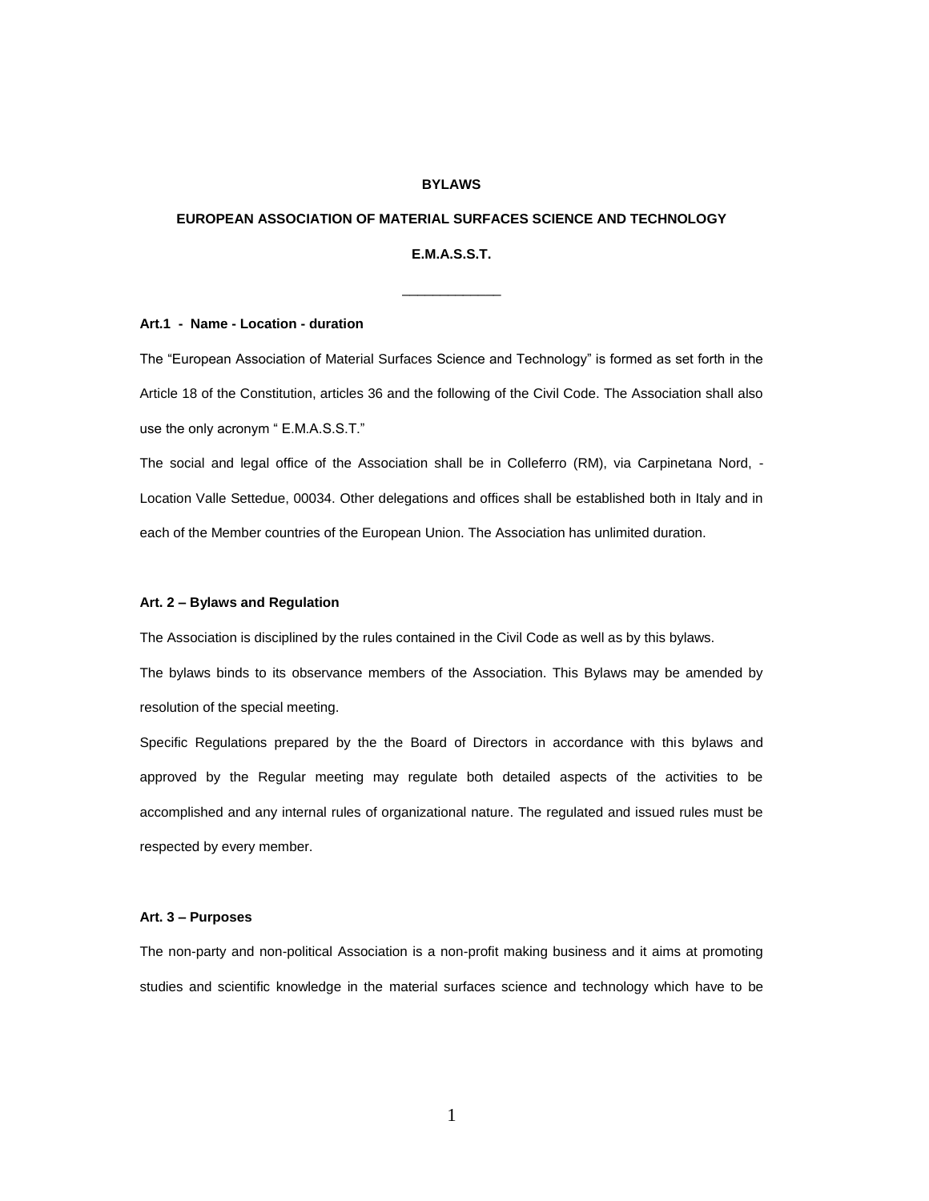**BYLAWS**

**EUROPEAN ASSOCIATION OF MATERIAL SURFACES SCIENCE AND TECHNOLOGY**

**E.M.A.S.S.T.**

_____________

### Art.1 - Name - Location - duration

The "European Association of Material Surfaces Science and Technology" is formed as set forth in the Article 18 of the Constitution, articles 36 and the following of the Civil Code. The Association shall also use the only acronym " E.M.A.S.S.T."

The social and legal office of the Association shall be in Colleferro (RM), via Carpinetana Nord, - Location Valle Settedue, 00034. Other delegations and offices shall be established both in Italy and in each of the Member countries of the European Union. The Association has unlimited duration.

### Art. 2 – Bylaws and Regulation

The Association is disciplined by the rules contained in the Civil Code as well as by this bylaws.

The bylaws binds to its observance members of the Association. This Bylaws may be amended by resolution of the special meeting.

Specific Regulations prepared by the the Board of Directors in accordance with this bylaws and approved by the Regular meeting may regulate both detailed aspects of the activities to be accomplished and any internal rules of organizational nature. The regulated and issued rules must be respected by every member.

### Art. 3 – Purposes

The non-party and non-political Association is a non-profit making business and it aims at promoting studies and scientific knowledge in the material surfaces science and technology which have to be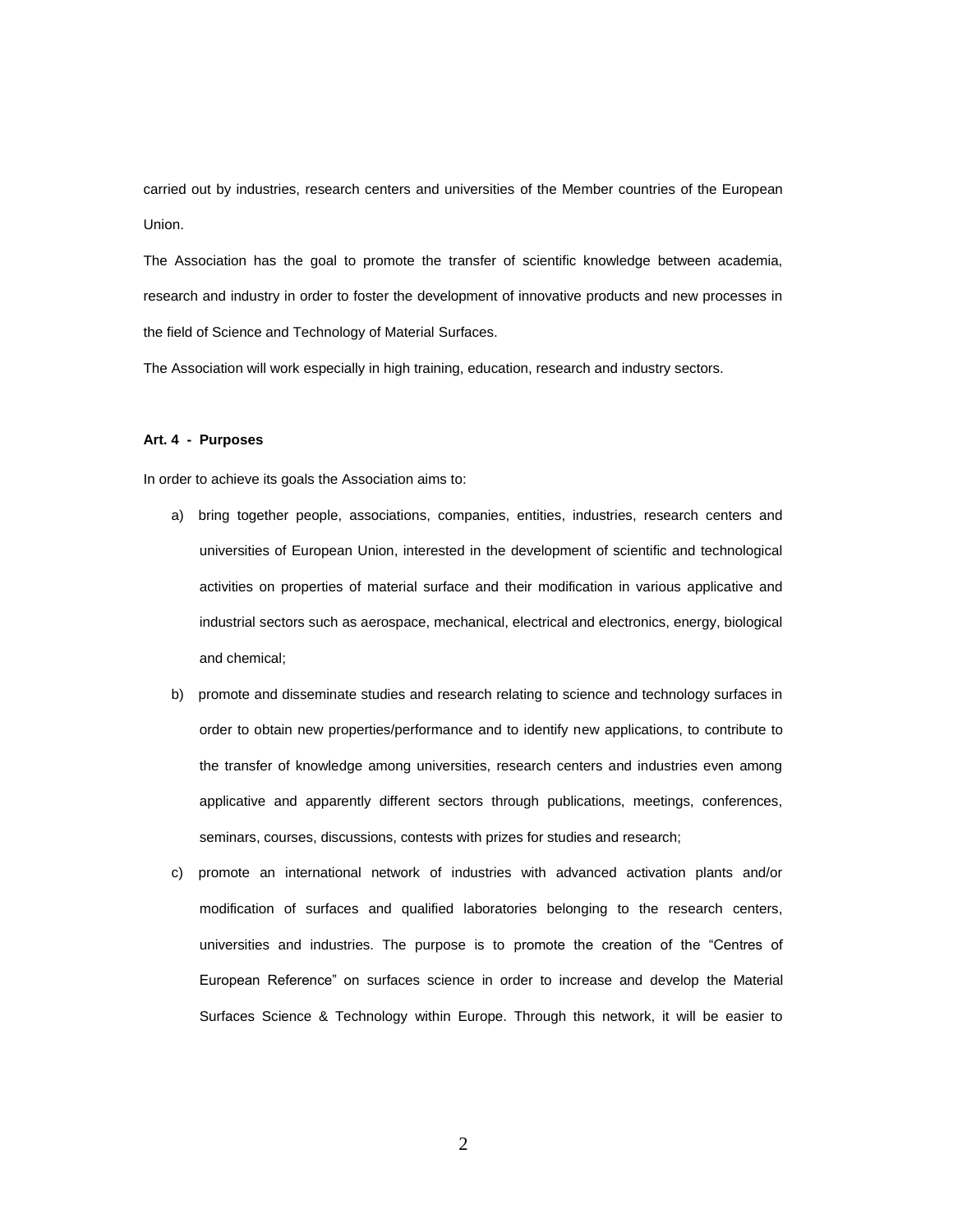carried out by industries, research centers and universities of the Member countries of the European Union.

The Association has the goal to promote the transfer of scientific knowledge between academia, research and industry in order to foster the development of innovative products and new processes in the field of Science and Technology of Material Surfaces.

The Association will work especially in high training, education, research and industry sectors.

**Art. 4 - Purposes**

In order to achieve its goals the Association aims to:

a) bring together people, associations, companies, entities, industries, research centers and universities of European Union, interested in the development of scientific and technological activities on properties of material surface and their modification in various applicative and industrial sectors such as aerospace, mechanical, electrical and electronics, energy, biological and chemical;

b) promote and disseminate studies and research relating to science and technology surfaces in order to obtain new properties/performance and to identify new applications, to contribute to the transfer of knowledge among universities, research centers and industries even among applicative and apparently different sectors through publications, meetings, conferences, seminars, courses, discussions, contests with prizes for studies and research;

c) promote an international network of industries with advanced activation plants and/or modification of surfaces and qualified laboratories belonging to the research centers, universities and industries. The purpose is to promote the creation of the "Centres of European Reference" on surfaces science in order to increase and develop the Material Surfaces Science & Technology within Europe. Through this network, it will be easier to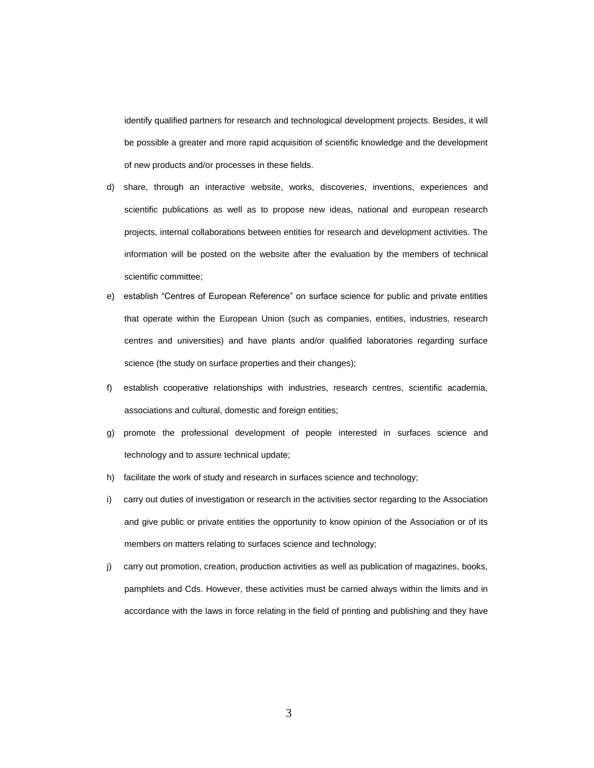identify qualified partners for research and technological development projects. Besides, it will be possible a greater and more rapid acquisition of scientific knowledge and the development of new products and/or processes in these fields.

d) share, through an interactive website, works, discoveries, inventions, experiences and scientific publications as well as to propose new ideas, national and european research projects, internal collaborations between entities for research and development activities. The information will be posted on the website after the evaluation by the members of technical scientific committee;

e) establish "Centres of European Reference" on surface science for public and private entities that operate within the European Union (such as companies, entities, industries, research centres and universities) and have plants and/or qualified laboratories regarding surface science (the study on surface properties and their changes);

f) establish cooperative relationships with industries, research centres, scientific academia, associations and cultural, domestic and foreign entities;

g) promote the professional development of people interested in surfaces science and technology and to assure technical update;

h) facilitate the work of study and research in surfaces science and technology;

i) carry out duties of investigation or research in the activities sector regarding to the Association and give public or private entities the opportunity to know opinion of the Association or of its members on matters relating to surfaces science and technology;

j) carry out promotion, creation, production activities as well as publication of magazines, books, pamphlets and Cds. However, these activities must be carried always within the limits and in accordance with the laws in force relating in the field of printing and publishing and they have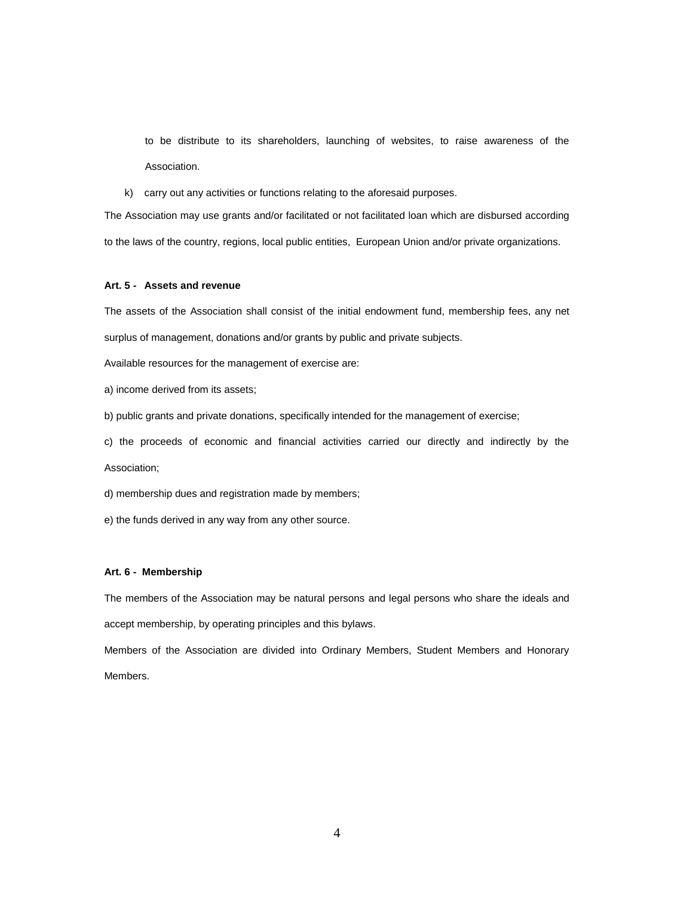to be distribute to its shareholders, launching of websites, to raise awareness of the Association.

k) carry out any activities or functions relating to the aforesaid purposes.

The Association may use grants and/or facilitated or not facilitated loan which are disbursed according to the laws of the country, regions, local public entities, European Union and/or private organizations.

**Art. 5 - Assets and revenue**

The assets of the Association shall consist of the initial endowment fund, membership fees, any net surplus of management, donations and/or grants by public and private subjects.

Available resources for the management of exercise are:

a) income derived from its assets;

b) public grants and private donations, specifically intended for the management of exercise;

c) the proceeds of economic and financial activities carried our directly and indirectly by the Association;

d) membership dues and registration made by members;

e) the funds derived in any way from any other source.

**Art. 6 - Membership**

The members of the Association may be natural persons and legal persons who share the ideals and accept membership, by operating principles and this bylaws.

Members of the Association are divided into Ordinary Members, Student Members and Honorary Members.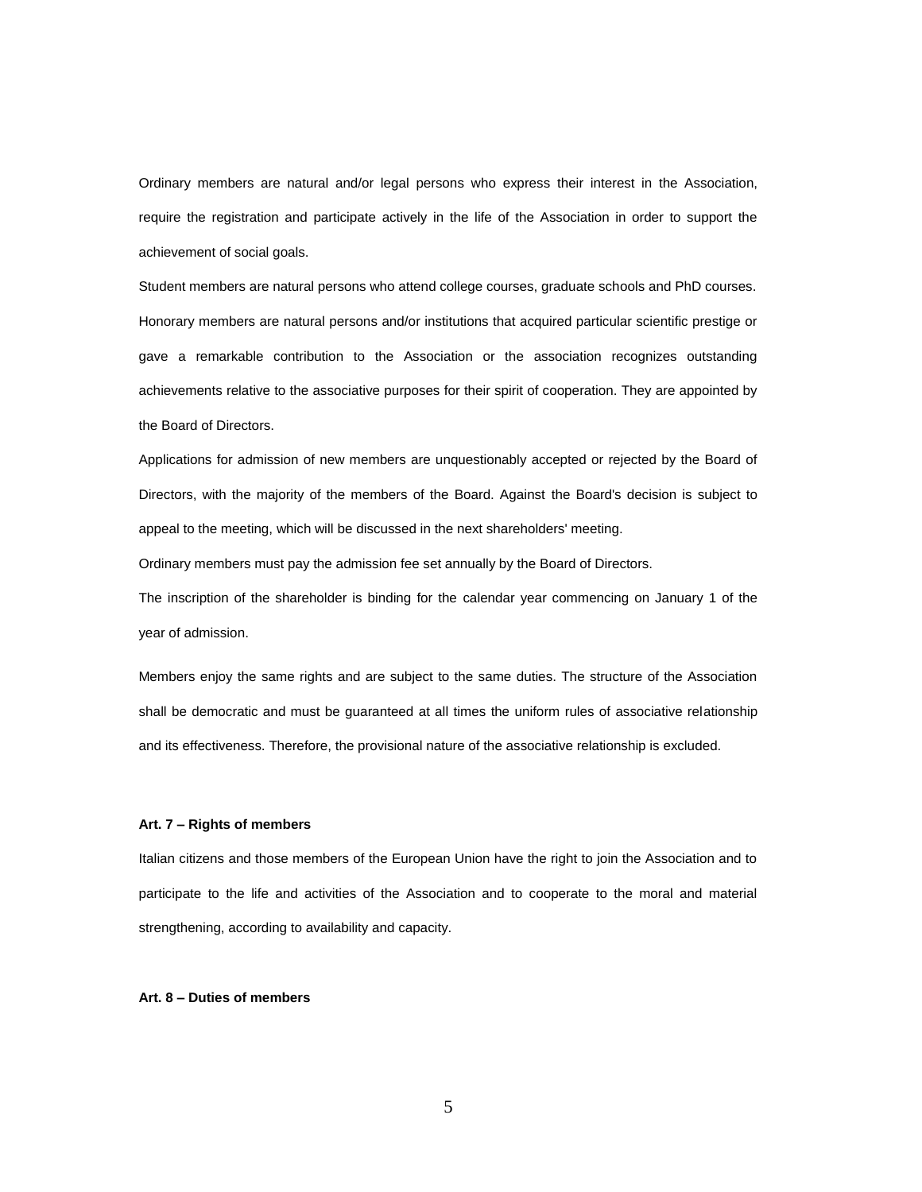Ordinary members are natural and/or legal persons who express their interest in the Association, require the registration and participate actively in the life of the Association in order to support the achievement of social goals.

Student members are natural persons who attend college courses, graduate schools and PhD courses.

Honorary members are natural persons and/or institutions that acquired particular scientific prestige or gave a remarkable contribution to the Association or the association recognizes outstanding achievements relative to the associative purposes for their spirit of cooperation. They are appointed by the Board of Directors.

Applications for admission of new members are unquestionably accepted or rejected by the Board of Directors, with the majority of the members of the Board. Against the Board's decision is subject to appeal to the meeting, which will be discussed in the next shareholders' meeting.

Ordinary members must pay the admission fee set annually by the Board of Directors.

The inscription of the shareholder is binding for the calendar year commencing on January 1 of the year of admission.

Members enjoy the same rights and are subject to the same duties. The structure of the Association shall be democratic and must be guaranteed at all times the uniform rules of associative relationship and its effectiveness. Therefore, the provisional nature of the associative relationship is excluded.

**Art. 7 – Rights of members**

Italian citizens and those members of the European Union have the right to join the Association and to participate to the life and activities of the Association and to cooperate to the moral and material strengthening, according to availability and capacity.

**Art. 8 – Duties of members**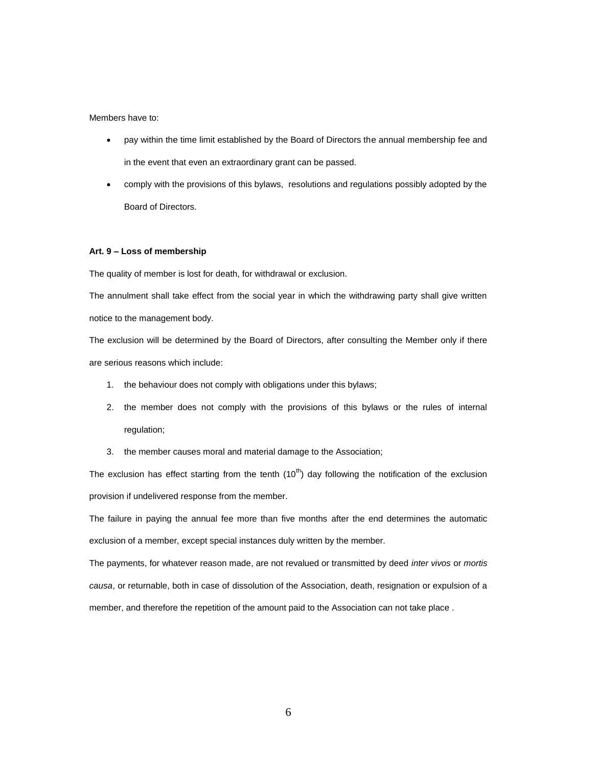Members have to:

- pay within the time limit established by the Board of Directors the annual membership fee and in the event that even an extraordinary grant can be passed.
- comply with the provisions of this bylaws, resolutions and regulations possibly adopted by the Board of Directors.

**Art. 9 – Loss of membership**

The quality of member is lost for death, for withdrawal or exclusion.

The annulment shall take effect from the social year in which the withdrawing party shall give written notice to the management body.

The exclusion will be determined by the Board of Directors, after consulting the Member only if there are serious reasons which include:

1. the behaviour does not comply with obligations under this bylaws;
2. the member does not comply with the provisions of this bylaws or the rules of internal regulation;
3. the member causes moral and material damage to the Association;

The exclusion has effect starting from the tenth ($10^{th}$) day following the notification of the exclusion provision if undelivered response from the member.

The failure in paying the annual fee more than five months after the end determines the automatic exclusion of a member, except special instances duly written by the member.

The payments, for whatever reason made, are not revalued or transmitted by deed *inter vivos* or *mortis causa*, or returnable, both in case of dissolution of the Association, death, resignation or expulsion of a member, and therefore the repetition of the amount paid to the Association can not take place .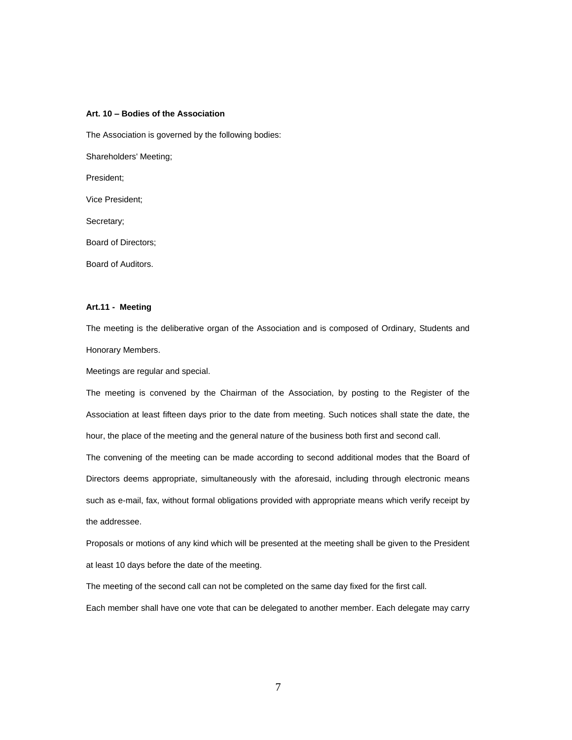**Art. 10 – Bodies of the Association**

The Association is governed by the following bodies:

Shareholders' Meeting;

President;

Vice President;

Secretary;

Board of Directors;

Board of Auditors.

**Art.11 - Meeting**

The meeting is the deliberative organ of the Association and is composed of Ordinary, Students and Honorary Members.

Meetings are regular and special.

The meeting is convened by the Chairman of the Association, by posting to the Register of the Association at least fifteen days prior to the date from meeting. Such notices shall state the date, the hour, the place of the meeting and the general nature of the business both first and second call.

The convening of the meeting can be made according to second additional modes that the Board of Directors deems appropriate, simultaneously with the aforesaid, including through electronic means such as e-mail, fax, without formal obligations provided with appropriate means which verify receipt by the addressee.

Proposals or motions of any kind which will be presented at the meeting shall be given to the President at least 10 days before the date of the meeting.

The meeting of the second call can not be completed on the same day fixed for the first call.

Each member shall have one vote that can be delegated to another member. Each delegate may carry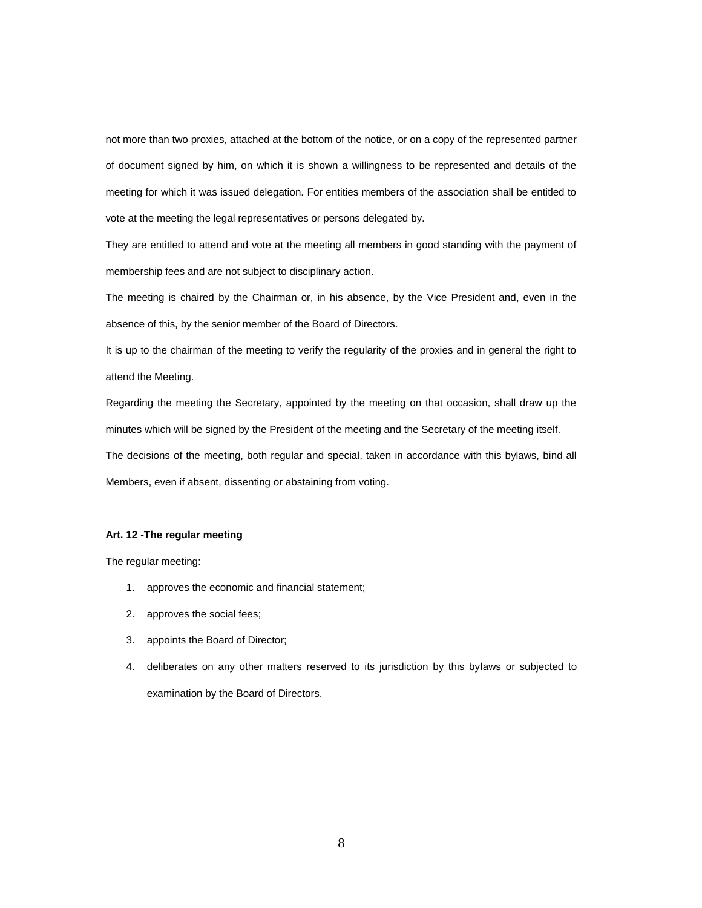not more than two proxies, attached at the bottom of the notice, or on a copy of the represented partner of document signed by him, on which it is shown a willingness to be represented and details of the meeting for which it was issued delegation. For entities members of the association shall be entitled to vote at the meeting the legal representatives or persons delegated by.

They are entitled to attend and vote at the meeting all members in good standing with the payment of membership fees and are not subject to disciplinary action.

The meeting is chaired by the Chairman or, in his absence, by the Vice President and, even in the absence of this, by the senior member of the Board of Directors.

It is up to the chairman of the meeting to verify the regularity of the proxies and in general the right to attend the Meeting.

Regarding the meeting the Secretary, appointed by the meeting on that occasion, shall draw up the minutes which will be signed by the President of the meeting and the Secretary of the meeting itself.

The decisions of the meeting, both regular and special, taken in accordance with this bylaws, bind all Members, even if absent, dissenting or abstaining from voting.

**Art. 12 -The regular meeting**

The regular meeting:

1. approves the economic and financial statement;
2. approves the social fees;
3. appoints the Board of Director;
4. deliberates on any other matters reserved to its jurisdiction by this bylaws or subjected to examination by the Board of Directors.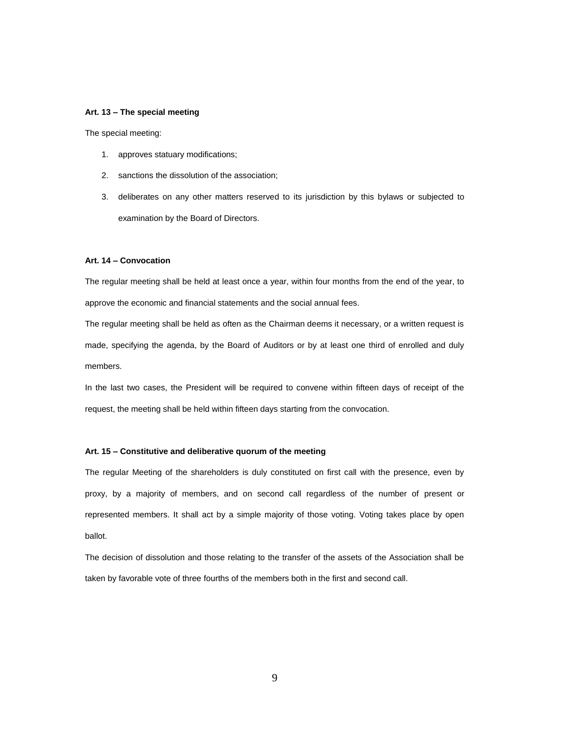**Art. 13 – The special meeting**

The special meeting:

1. approves statuary modifications;
2. sanctions the dissolution of the association;
3. deliberates on any other matters reserved to its jurisdiction by this bylaws or subjected to examination by the Board of Directors.

**Art. 14 – Convocation**

The regular meeting shall be held at least once a year, within four months from the end of the year, to approve the economic and financial statements and the social annual fees.

The regular meeting shall be held as often as the Chairman deems it necessary, or a written request is made, specifying the agenda, by the Board of Auditors or by at least one third of enrolled and duly members.

In the last two cases, the President will be required to convene within fifteen days of receipt of the request, the meeting shall be held within fifteen days starting from the convocation.

**Art. 15 – Constitutive and deliberative quorum of the meeting**

The regular Meeting of the shareholders is duly constituted on first call with the presence, even by proxy, by a majority of members, and on second call regardless of the number of present or represented members. It shall act by a simple majority of those voting. Voting takes place by open ballot.

The decision of dissolution and those relating to the transfer of the assets of the Association shall be taken by favorable vote of three fourths of the members both in the first and second call.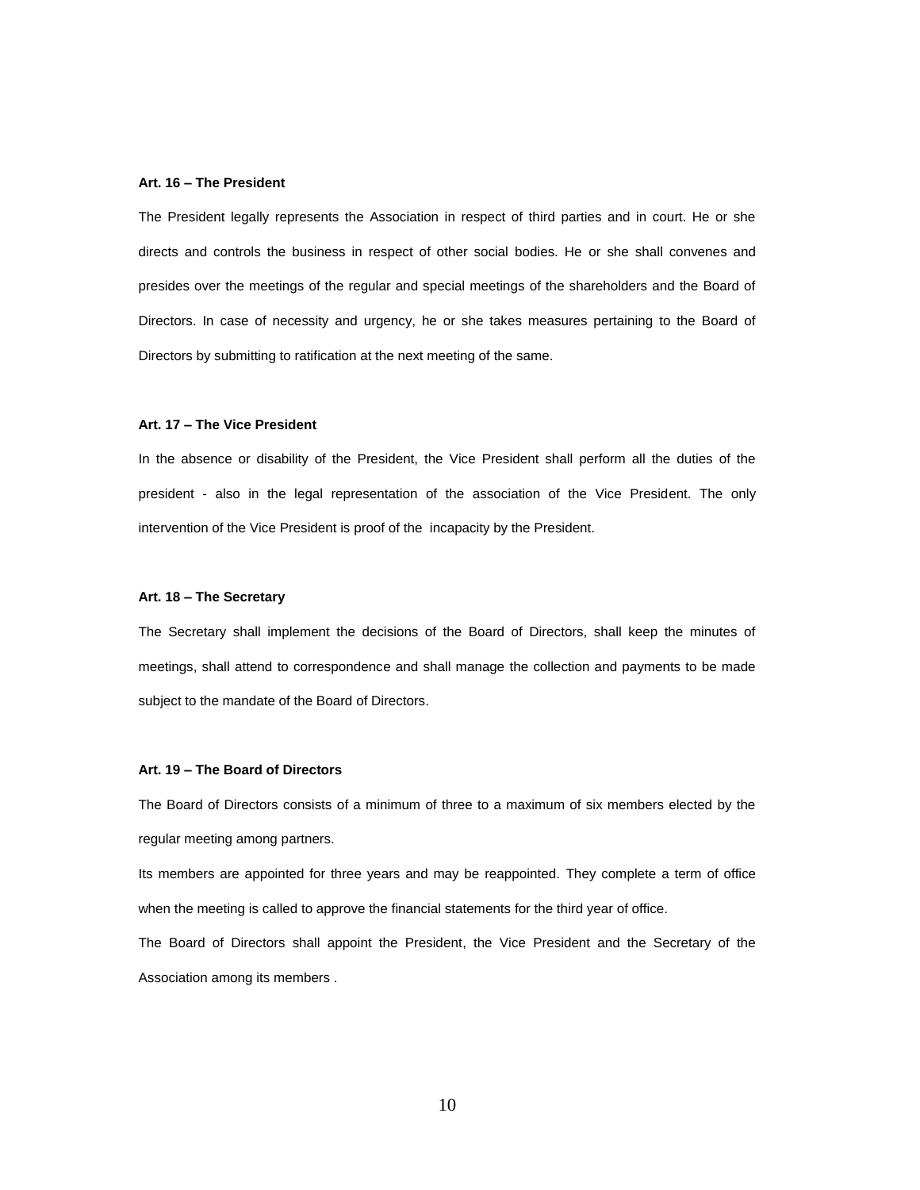**Art. 16 – The President**

The President legally represents the Association in respect of third parties and in court. He or she directs and controls the business in respect of other social bodies. He or she shall convenes and presides over the meetings of the regular and special meetings of the shareholders and the Board of Directors. In case of necessity and urgency, he or she takes measures pertaining to the Board of Directors by submitting to ratification at the next meeting of the same.

**Art. 17 – The Vice President**

In the absence or disability of the President, the Vice President shall perform all the duties of the president - also in the legal representation of the association of the Vice President. The only intervention of the Vice President is proof of the incapacity by the President.

**Art. 18 – The Secretary**

The Secretary shall implement the decisions of the Board of Directors, shall keep the minutes of meetings, shall attend to correspondence and shall manage the collection and payments to be made subject to the mandate of the Board of Directors.

**Art. 19 – The Board of Directors**

The Board of Directors consists of a minimum of three to a maximum of six members elected by the regular meeting among partners.

Its members are appointed for three years and may be reappointed. They complete a term of office when the meeting is called to approve the financial statements for the third year of office.

The Board of Directors shall appoint the President, the Vice President and the Secretary of the Association among its members .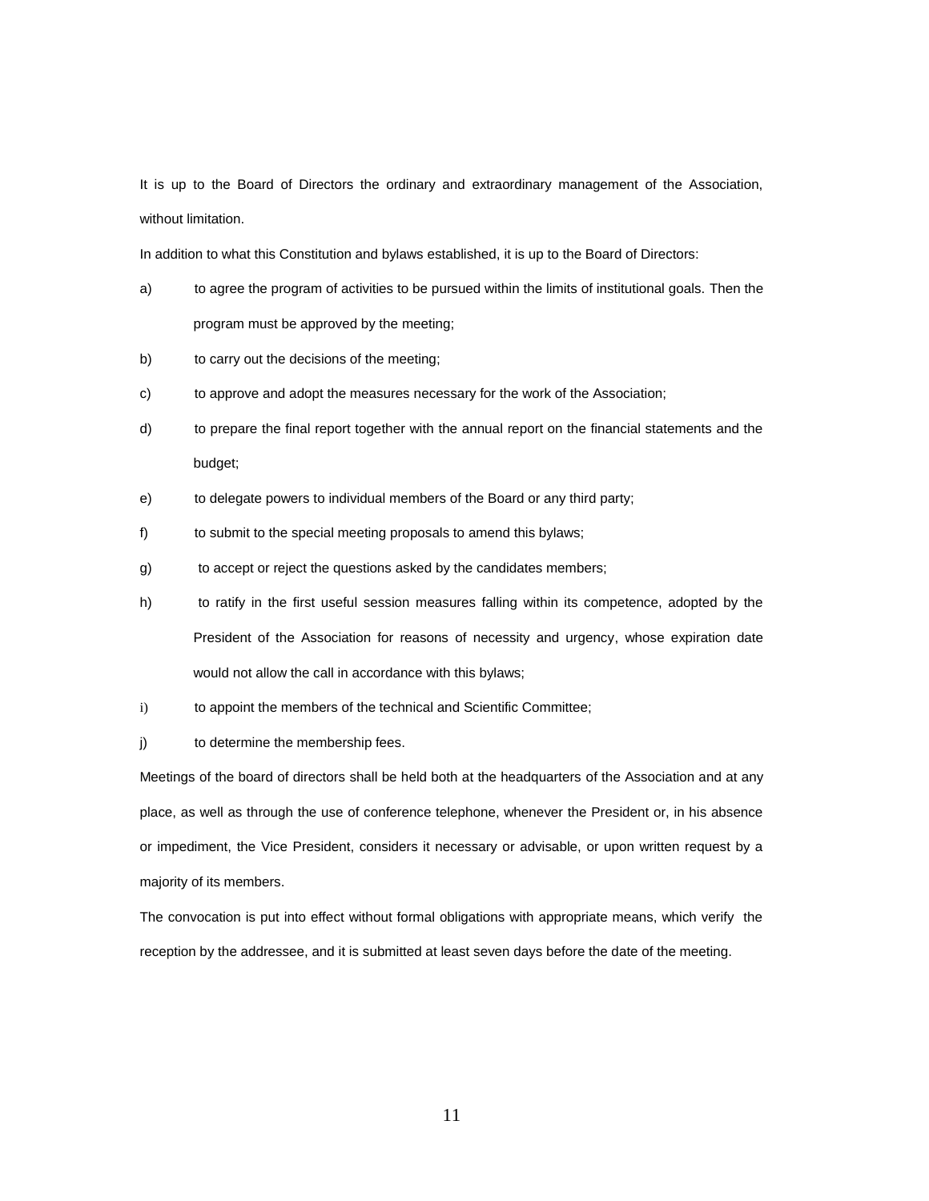It is up to the Board of Directors the ordinary and extraordinary management of the Association, without limitation.

In addition to what this Constitution and bylaws established, it is up to the Board of Directors:

a) to agree the program of activities to be pursued within the limits of institutional goals. Then the program must be approved by the meeting;

b) to carry out the decisions of the meeting;

c) to approve and adopt the measures necessary for the work of the Association;

d) to prepare the final report together with the annual report on the financial statements and the budget;

e) to delegate powers to individual members of the Board or any third party;

f) to submit to the special meeting proposals to amend this bylaws;

g) to accept or reject the questions asked by the candidates members;

h) to ratify in the first useful session measures falling within its competence, adopted by the President of the Association for reasons of necessity and urgency, whose expiration date would not allow the call in accordance with this bylaws;

i) to appoint the members of the technical and Scientific Committee;

j) to determine the membership fees.

Meetings of the board of directors shall be held both at the headquarters of the Association and at any place, as well as through the use of conference telephone, whenever the President or, in his absence or impediment, the Vice President, considers it necessary or advisable, or upon written request by a majority of its members.

The convocation is put into effect without formal obligations with appropriate means, which verify the reception by the addressee, and it is submitted at least seven days before the date of the meeting.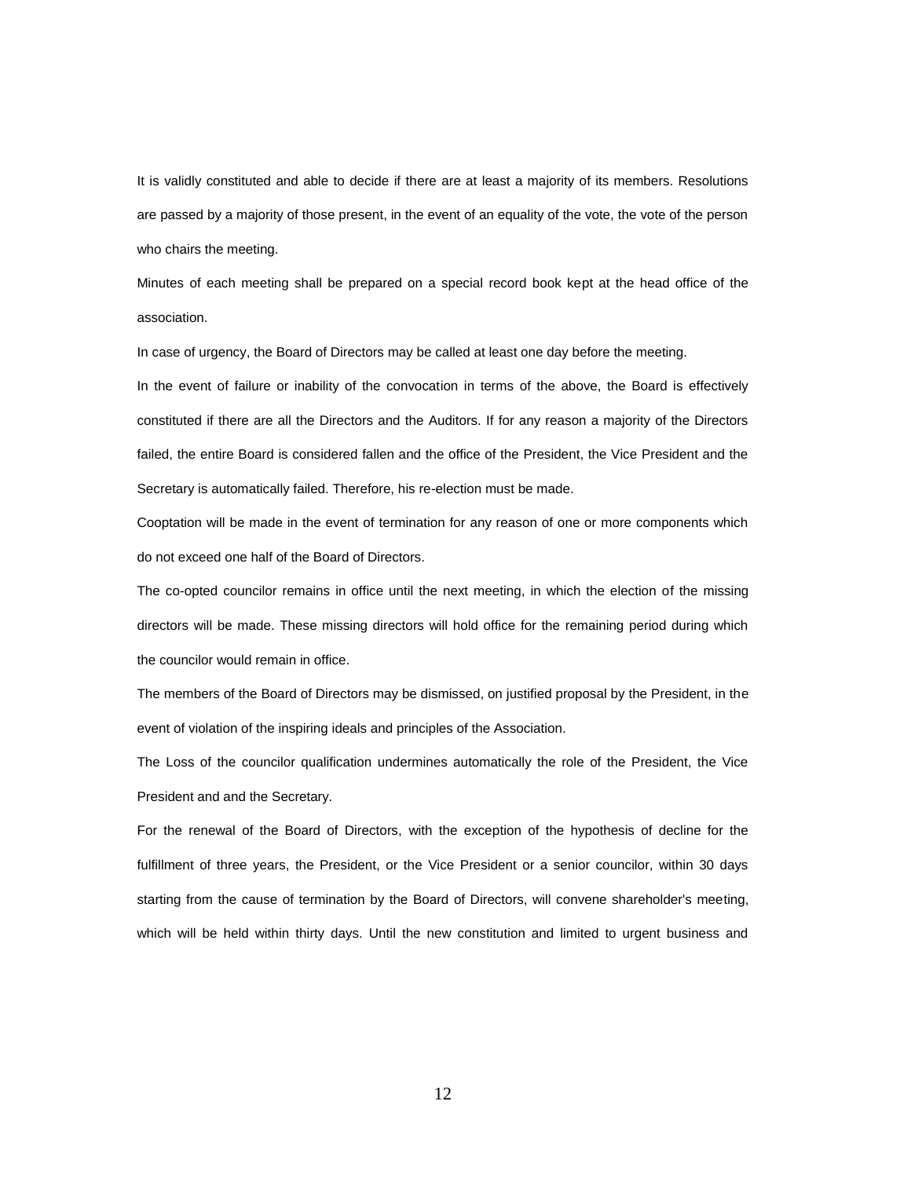It is validly constituted and able to decide if there are at least a majority of its members. Resolutions are passed by a majority of those present, in the event of an equality of the vote, the vote of the person who chairs the meeting.

Minutes of each meeting shall be prepared on a special record book kept at the head office of the association.

In case of urgency, the Board of Directors may be called at least one day before the meeting.

In the event of failure or inability of the convocation in terms of the above, the Board is effectively constituted if there are all the Directors and the Auditors. If for any reason a majority of the Directors failed, the entire Board is considered fallen and the office of the President, the Vice President and the Secretary is automatically failed. Therefore, his re-election must be made.

Cooptation will be made in the event of termination for any reason of one or more components which do not exceed one half of the Board of Directors.

The co-opted councilor remains in office until the next meeting, in which the election of the missing directors will be made. These missing directors will hold office for the remaining period during which the councilor would remain in office.

The members of the Board of Directors may be dismissed, on justified proposal by the President, in the event of violation of the inspiring ideals and principles of the Association.

The Loss of the councilor qualification undermines automatically the role of the President, the Vice President and and the Secretary.

For the renewal of the Board of Directors, with the exception of the hypothesis of decline for the fulfillment of three years, the President, or the Vice President or a senior councilor, within 30 days starting from the cause of termination by the Board of Directors, will convene shareholder's meeting, which will be held within thirty days. Until the new constitution and limited to urgent business and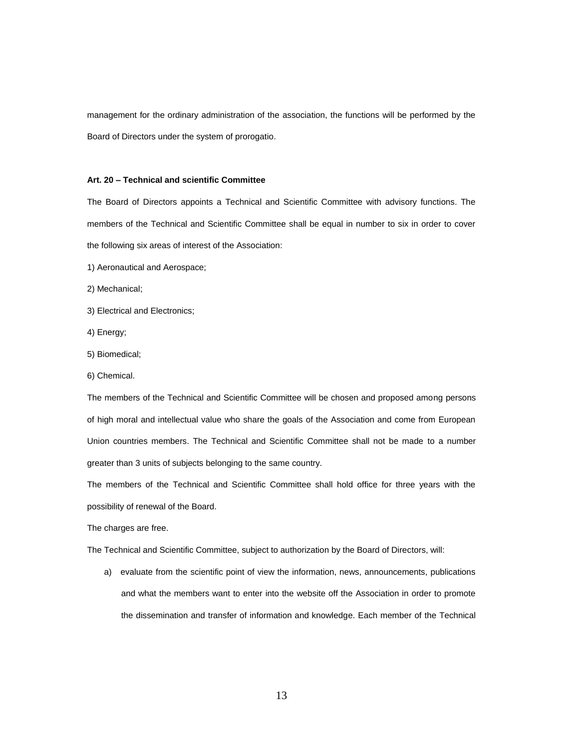management for the ordinary administration of the association, the functions will be performed by the Board of Directors under the system of prorogatio.

**Art. 20 – Technical and scientific Committee**

The Board of Directors appoints a Technical and Scientific Committee with advisory functions. The members of the Technical and Scientific Committee shall be equal in number to six in order to cover the following six areas of interest of the Association:

1) Aeronautical and Aerospace;

2) Mechanical;

3) Electrical and Electronics;

4) Energy;

5) Biomedical;

6) Chemical.

The members of the Technical and Scientific Committee will be chosen and proposed among persons of high moral and intellectual value who share the goals of the Association and come from European Union countries members. The Technical and Scientific Committee shall not be made to a number greater than 3 units of subjects belonging to the same country.

The members of the Technical and Scientific Committee shall hold office for three years with the possibility of renewal of the Board.

The charges are free.

The Technical and Scientific Committee, subject to authorization by the Board of Directors, will:

a) evaluate from the scientific point of view the information, news, announcements, publications and what the members want to enter into the website off the Association in order to promote the dissemination and transfer of information and knowledge. Each member of the Technical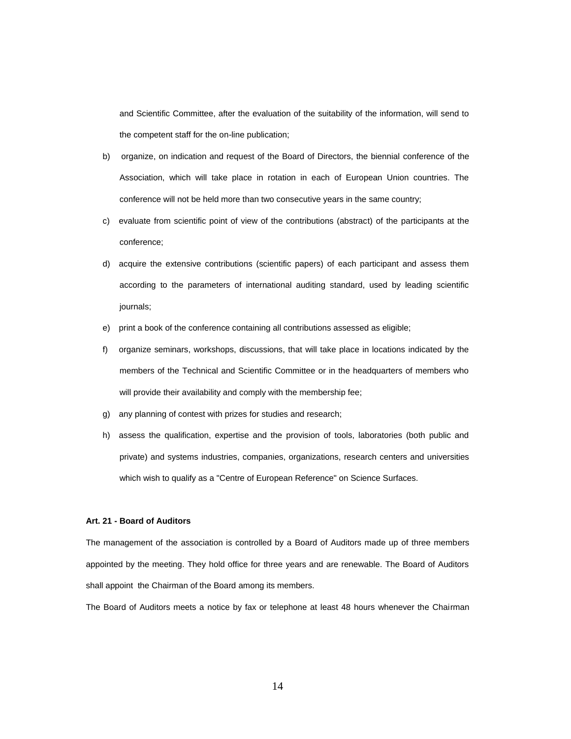and Scientific Committee, after the evaluation of the suitability of the information, will send to the competent staff for the on-line publication;

b) organize, on indication and request of the Board of Directors, the biennial conference of the Association, which will take place in rotation in each of European Union countries. The conference will not be held more than two consecutive years in the same country;

c) evaluate from scientific point of view of the contributions (abstract) of the participants at the conference;

d) acquire the extensive contributions (scientific papers) of each participant and assess them according to the parameters of international auditing standard, used by leading scientific journals;

e) print a book of the conference containing all contributions assessed as eligible;

f) organize seminars, workshops, discussions, that will take place in locations indicated by the members of the Technical and Scientific Committee or in the headquarters of members who will provide their availability and comply with the membership fee;

g) any planning of contest with prizes for studies and research;

h) assess the qualification, expertise and the provision of tools, laboratories (both public and private) and systems industries, companies, organizations, research centers and universities which wish to qualify as a "Centre of European Reference" on Science Surfaces.

**Art. 21 - Board of Auditors**

The management of the association is controlled by a Board of Auditors made up of three members appointed by the meeting. They hold office for three years and are renewable. The Board of Auditors shall appoint the Chairman of the Board among its members.

The Board of Auditors meets a notice by fax or telephone at least 48 hours whenever the Chairman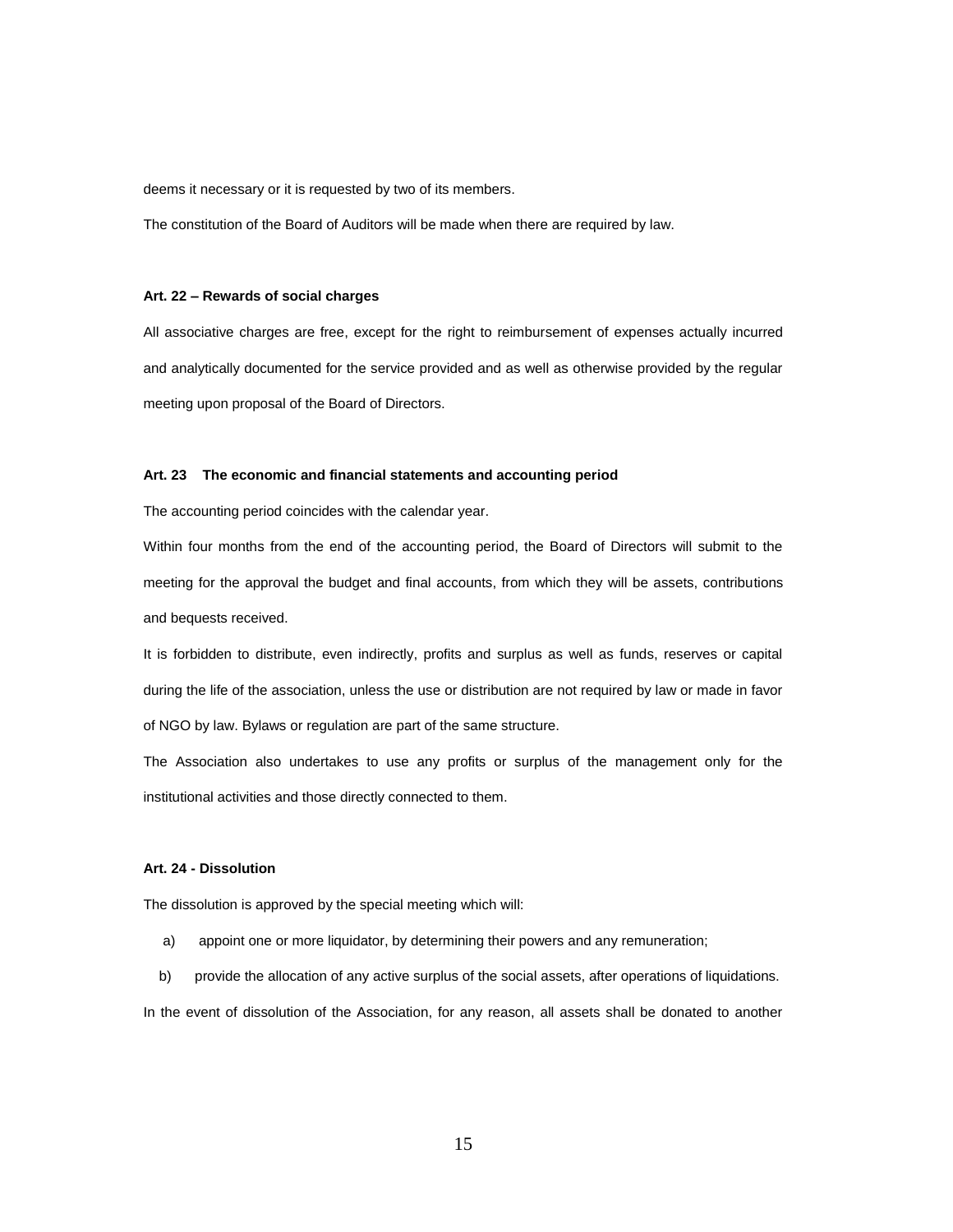deems it necessary or it is requested by two of its members.

The constitution of the Board of Auditors will be made when there are required by law.

**Art. 22 – Rewards of social charges**

All associative charges are free, except for the right to reimbursement of expenses actually incurred and analytically documented for the service provided and as well as otherwise provided by the regular meeting upon proposal of the Board of Directors.

**Art. 23 The economic and financial statements and accounting period**

The accounting period coincides with the calendar year.

Within four months from the end of the accounting period, the Board of Directors will submit to the meeting for the approval the budget and final accounts, from which they will be assets, contributions and bequests received.

It is forbidden to distribute, even indirectly, profits and surplus as well as funds, reserves or capital during the life of the association, unless the use or distribution are not required by law or made in favor of NGO by law. Bylaws or regulation are part of the same structure.

The Association also undertakes to use any profits or surplus of the management only for the institutional activities and those directly connected to them.

**Art. 24 - Dissolution**

The dissolution is approved by the special meeting which will:

a) appoint one or more liquidator, by determining their powers and any remuneration;

b) provide the allocation of any active surplus of the social assets, after operations of liquidations.

In the event of dissolution of the Association, for any reason, all assets shall be donated to another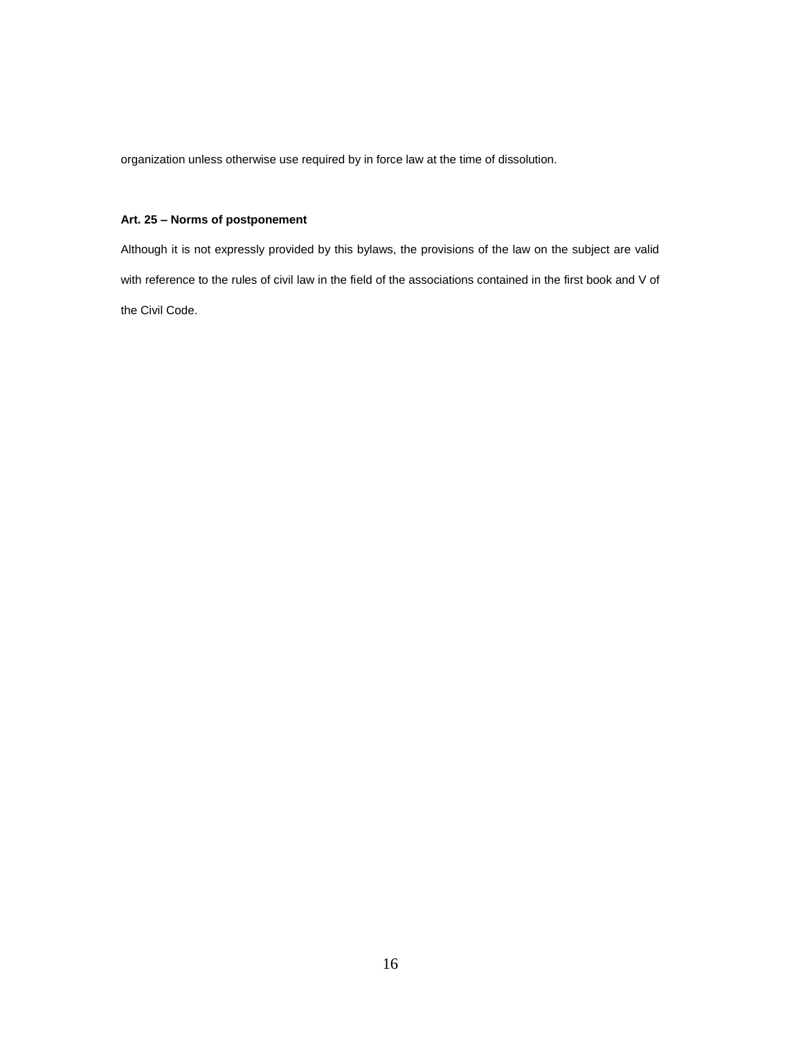organization unless otherwise use required by in force law at the time of dissolution.

**Art. 25 – Norms of postponement**

Although it is not expressly provided by this bylaws, the provisions of the law on the subject are valid with reference to the rules of civil law in the field of the associations contained in the first book and V of the Civil Code.